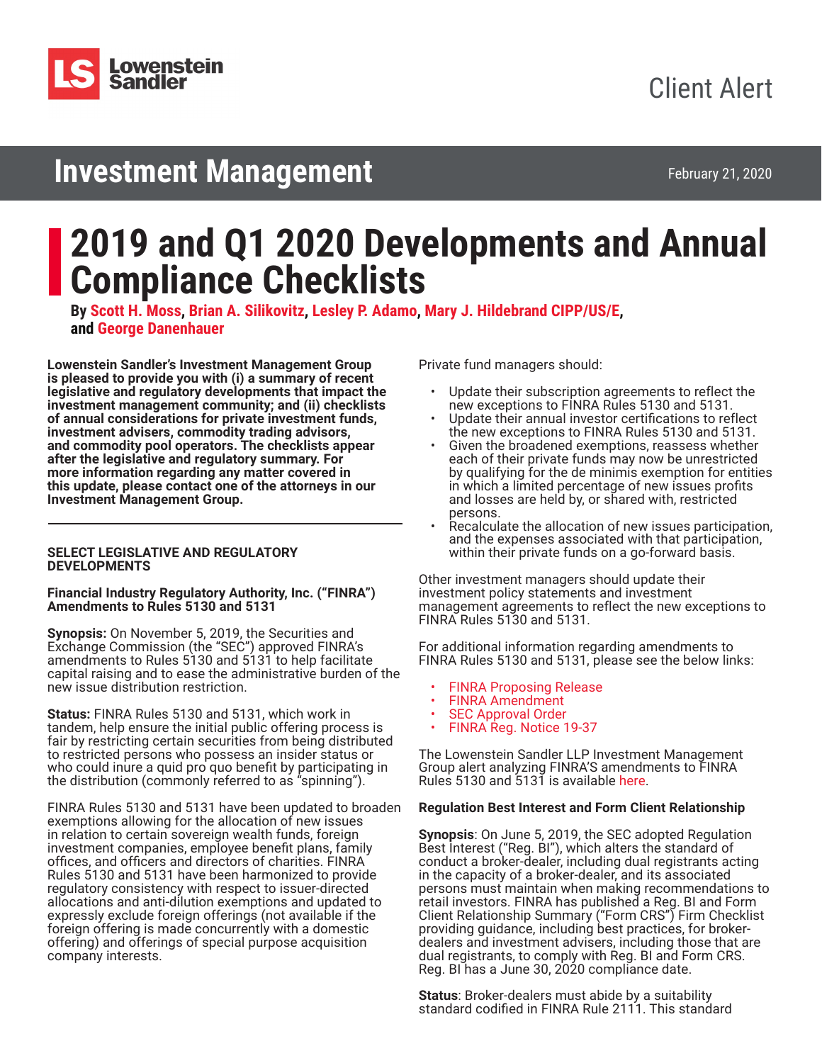Client Alert

# Investment Management

February 21, 2020

# 2019 and Q1 2020 Developments and Annual Compliance Checklists

**By Scott H. Moss, Brian A. Silikovitz, Lesley P. Adamo, Mary J. Hildebrand CIPP/US/E, and George Danenhauer**

**Lowenstein Sandler's Investment Management Group is pleased to provide you with (i) a summary of recent legislative and regulatory developments that impact the investment management community; and (ii) checklists of annual considerations for private investment funds, investment advisers, commodity trading advisors, and commodity pool operators. The checklists appear after the legislative and regulatory summary. For more information regarding any matter covered in this update, please contact one of the attorneys in our Investment Management Group.**

## SELECT LEGISLATIVE AND REGULATORY DEVELOPMENTS

### Financial Industry Regulatory Authority, Inc. ("FINRA") Amendments to Rules 5130 and 5131

**Synopsis:** On November 5, 2019, the Securities and Exchange Commission (the "SEC") approved FINRA's amendments to Rules 5130 and 5131 to help facilitate capital raising and to ease the administrative burden of the new issue distribution restriction.

**Status:** FINRA Rules 5130 and 5131, which work in tandem, help ensure the initial public offering process is fair by restricting certain securities from being distributed to restricted persons who possess an insider status or who could inure a quid pro quo benefit by participating in the distribution (commonly referred to as "spinning").

FINRA Rules 5130 and 5131 have been updated to broaden exemptions allowing for the allocation of new issues in relation to certain sovereign wealth funds, foreign investment companies, employee benefit plans, family offices, and officers and directors of charities. FINRA Rules 5130 and 5131 have been harmonized to provide regulatory consistency with respect to issuer-directed allocations and anti-dilution exemptions and updated to expressly exclude foreign offerings (not available if the foreign offering is made concurrently with a domestic offering) and offerings of special purpose acquisition company interests.

Private fund managers should:

- Update their subscription agreements to reflect the new exceptions to FINRA Rules 5130 and 5131.
- Update their annual investor certifications to reflect the new exceptions to FINRA Rules 5130 and 5131.
- Given the broadened exemptions, reassess whether each of their private funds may now be unrestricted by qualifying for the de minimis exemption for entities in which a limited percentage of new issues profits and losses are held by, or shared with, restricted persons.
- Recalculate the allocation of new issues participation, and the expenses associated with that participation, within their private funds on a go-forward basis.

Other investment managers should update their investment policy statements and investment management agreements to reflect the new exceptions to FINRA Rules 5130 and 5131.

For additional information regarding amendments to FINRA Rules 5130 and 5131, please see the below links:

- FINRA Proposing Release
- FINRA Amendment
- SEC Approval Order
- FINRA Reg. Notice 19-37

The Lowenstein Sandler LLP Investment Management Group alert analyzing FINRA'S amendments to FINRA Rules 5130 and 5131 is available here.

### Regulation Best Interest and Form Client Relationship

**Synopsis**: On June 5, 2019, the SEC adopted Regulation Best Interest ("Reg. BI"), which alters the standard of conduct a broker-dealer, including dual registrants acting in the capacity of a broker-dealer, and its associated persons must maintain when making recommendations to retail investors. FINRA has published a Reg. BI and Form Client Relationship Summary ("Form CRS") Firm Checklist providing guidance, including best practices, for broker-dealers and investment advisers, including those that are dual registrants, to comply with Reg. BI and Form CRS. Reg. BI has a June 30, 2020 compliance date.

**Status**: Broker-dealers must abide by a suitability standard codified in FINRA Rule 2111. This standard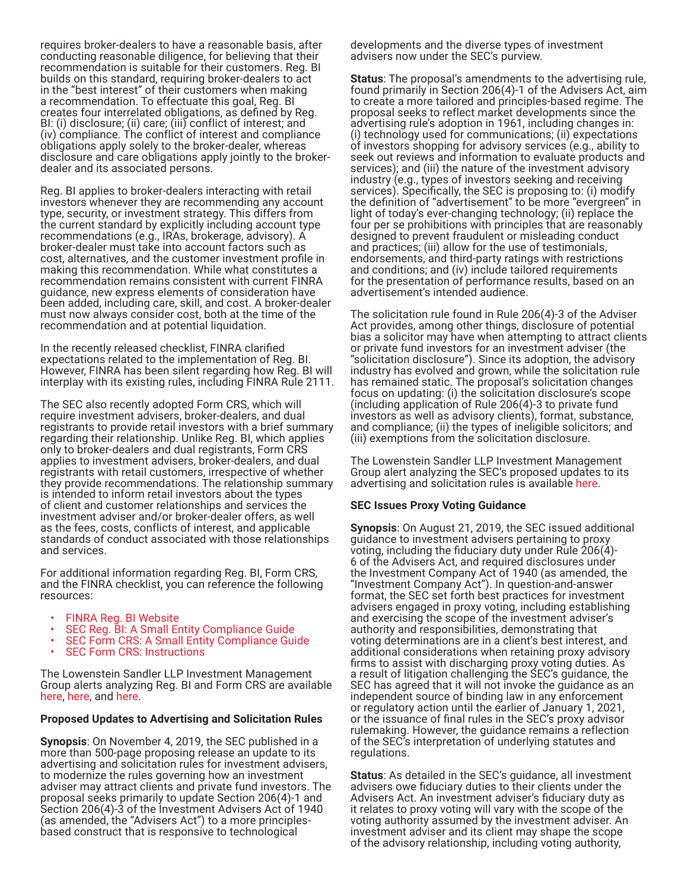requires broker-dealers to have a reasonable basis, after conducting reasonable diligence, for believing that their recommendation is suitable for their customers. Reg. BI builds on this standard, requiring broker-dealers to act in the "best interest" of their customers when making a recommendation. To effectuate this goal, Reg. BI creates four interrelated obligations, as defined by Reg. BI: (i) disclosure; (ii) care; (iii) conflict of interest; and (iv) compliance. The conflict of interest and compliance obligations apply solely to the broker-dealer, whereas disclosure and care obligations apply jointly to the broker-dealer and its associated persons.

Reg. BI applies to broker-dealers interacting with retail investors whenever they are recommending any account type, security, or investment strategy. This differs from the current standard by explicitly including account type recommendations (e.g., IRAs, brokerage, advisory). A broker-dealer must take into account factors such as cost, alternatives, and the customer investment profile in making this recommendation. While what constitutes a recommendation remains consistent with current FINRA guidance, new express elements of consideration have been added, including care, skill, and cost. A broker-dealer must now always consider cost, both at the time of the recommendation and at potential liquidation.

In the recently released checklist, FINRA clarified expectations related to the implementation of Reg. BI. However, FINRA has been silent regarding how Reg. BI will interplay with its existing rules, including FINRA Rule 2111.

The SEC also recently adopted Form CRS, which will require investment advisers, broker-dealers, and dual registrants to provide retail investors with a brief summary regarding their relationship. Unlike Reg. BI, which applies only to broker-dealers and dual registrants, Form CRS applies to investment advisers, broker-dealers, and dual registrants with retail customers, irrespective of whether they provide recommendations. The relationship summary is intended to inform retail investors about the types of client and customer relationships and services the investment adviser and/or broker-dealer offers, as well as the fees, costs, conflicts of interest, and applicable standards of conduct associated with those relationships and services.

For additional information regarding Reg. BI, Form CRS, and the FINRA checklist, you can reference the following resources:

- FINRA Reg. BI Website
- SEC Reg. BI: A Small Entity Compliance Guide
- SEC Form CRS: A Small Entity Compliance Guide
- SEC Form CRS: Instructions

The Lowenstein Sandler LLP Investment Management Group alerts analyzing Reg. BI and Form CRS are available here, here, and here.

**Proposed Updates to Advertising and Solicitation Rules**

**Synopsis**: On November 4, 2019, the SEC published in a more than 500-page proposing release an update to its advertising and solicitation rules for investment advisers, to modernize the rules governing how an investment adviser may attract clients and private fund investors. The proposal seeks primarily to update Section 206(4)-1 and Section 206(4)-3 of the Investment Advisers Act of 1940 (as amended, the "Advisers Act") to a more principles-based construct that is responsive to technological developments and the diverse types of investment advisers now under the SEC's purview.

**Status**: The proposal's amendments to the advertising rule, found primarily in Section 206(4)-1 of the Advisers Act, aim to create a more tailored and principles-based regime. The proposal seeks to reflect market developments since the advertising rule's adoption in 1961, including changes in: (i) technology used for communications; (ii) expectations of investors shopping for advisory services (e.g., ability to seek out reviews and information to evaluate products and services); and (iii) the nature of the investment advisory industry (e.g., types of investors seeking and receiving services). Specifically, the SEC is proposing to: (i) modify the definition of "advertisement" to be more "evergreen" in light of today's ever-changing technology; (ii) replace the four per se prohibitions with principles that are reasonably designed to prevent fraudulent or misleading conduct and practices; (iii) allow for the use of testimonials, endorsements, and third-party ratings with restrictions and conditions; and (iv) include tailored requirements for the presentation of performance results, based on an advertisement's intended audience.

The solicitation rule found in Rule 206(4)-3 of the Adviser Act provides, among other things, disclosure of potential bias a solicitor may have when attempting to attract clients or private fund investors for an investment adviser (the "solicitation disclosure"). Since its adoption, the advisory industry has evolved and grown, while the solicitation rule has remained static. The proposal's solicitation changes focus on updating: (i) the solicitation disclosure's scope (including application of Rule 206(4)-3 to private fund investors as well as advisory clients), format, substance, and compliance; (ii) the types of ineligible solicitors; and (iii) exemptions from the solicitation disclosure.

The Lowenstein Sandler LLP Investment Management Group alert analyzing the SEC's proposed updates to its advertising and solicitation rules is available here.

**SEC Issues Proxy Voting Guidance**

**Synopsis**: On August 21, 2019, the SEC issued additional guidance to investment advisers pertaining to proxy voting, including the fiduciary duty under Rule 206(4)-6 of the Advisers Act, and required disclosures under the Investment Company Act of 1940 (as amended, the "Investment Company Act"). In question-and-answer format, the SEC set forth best practices for investment advisers engaged in proxy voting, including establishing and exercising the scope of the investment adviser's authority and responsibilities, demonstrating that voting determinations are in a client's best interest, and additional considerations when retaining proxy advisory firms to assist with discharging proxy voting duties. As a result of litigation challenging the SEC's guidance, the SEC has agreed that it will not invoke the guidance as an independent source of binding law in any enforcement or regulatory action until the earlier of January 1, 2021, or the issuance of final rules in the SEC's proxy advisor rulemaking. However, the guidance remains a reflection of the SEC's interpretation of underlying statutes and regulations.

**Status**: As detailed in the SEC's guidance, all investment advisers owe fiduciary duties to their clients under the Advisers Act. An investment adviser's fiduciary duty as it relates to proxy voting will vary with the scope of the voting authority assumed by the investment adviser. An investment adviser and its client may shape the scope of the advisory relationship, including voting authority,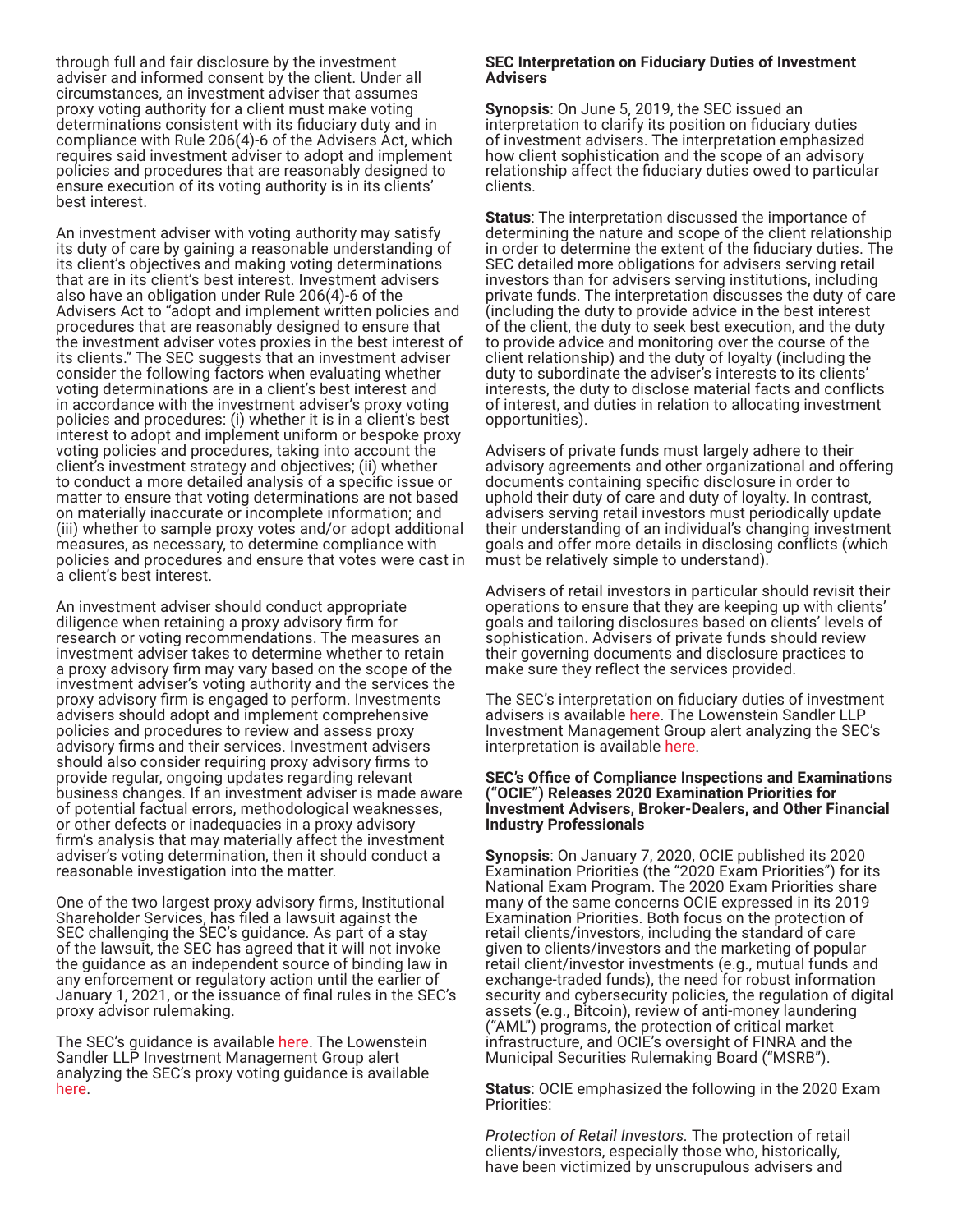through full and fair disclosure by the investment adviser and informed consent by the client. Under all circumstances, an investment adviser that assumes proxy voting authority for a client must make voting determinations consistent with its fiduciary duty and in compliance with Rule 206(4)-6 of the Advisers Act, which requires said investment adviser to adopt and implement policies and procedures that are reasonably designed to ensure execution of its voting authority is in its clients' best interest.

An investment adviser with voting authority may satisfy its duty of care by gaining a reasonable understanding of its client's objectives and making voting determinations that are in its client's best interest. Investment advisers also have an obligation under Rule 206(4)-6 of the Advisers Act to "adopt and implement written policies and procedures that are reasonably designed to ensure that the investment adviser votes proxies in the best interest of its clients." The SEC suggests that an investment adviser consider the following factors when evaluating whether voting determinations are in a client's best interest and in accordance with the investment adviser's proxy voting policies and procedures: (i) whether it is in a client's best interest to adopt and implement uniform or bespoke proxy voting policies and procedures, taking into account the client's investment strategy and objectives; (ii) whether to conduct a more detailed analysis of a specific issue or matter to ensure that voting determinations are not based on materially inaccurate or incomplete information; and (iii) whether to sample proxy votes and/or adopt additional measures, as necessary, to determine compliance with policies and procedures and ensure that votes were cast in a client's best interest.

An investment adviser should conduct appropriate diligence when retaining a proxy advisory firm for research or voting recommendations. The measures an investment adviser takes to determine whether to retain a proxy advisory firm may vary based on the scope of the investment adviser's voting authority and the services the proxy advisory firm is engaged to perform. Investments advisers should adopt and implement comprehensive policies and procedures to review and assess proxy advisory firms and their services. Investment advisers should also consider requiring proxy advisory firms to provide regular, ongoing updates regarding relevant business changes. If an investment adviser is made aware of potential factual errors, methodological weaknesses, or other defects or inadequacies in a proxy advisory firm's analysis that may materially affect the investment adviser's voting determination, then it should conduct a reasonable investigation into the matter.

One of the two largest proxy advisory firms, Institutional Shareholder Services, has filed a lawsuit against the SEC challenging the SEC's guidance. As part of a stay of the lawsuit, the SEC has agreed that it will not invoke the guidance as an independent source of binding law in any enforcement or regulatory action until the earlier of January 1, 2021, or the issuance of final rules in the SEC's proxy advisor rulemaking.

The SEC's guidance is available here. The Lowenstein Sandler LLP Investment Management Group alert analyzing the SEC's proxy voting guidance is available here.

### SEC Interpretation on Fiduciary Duties of Investment Advisers

**Synopsis**: On June 5, 2019, the SEC issued an interpretation to clarify its position on fiduciary duties of investment advisers. The interpretation emphasized how client sophistication and the scope of an advisory relationship affect the fiduciary duties owed to particular clients.

**Status**: The interpretation discussed the importance of determining the nature and scope of the client relationship in order to determine the extent of the fiduciary duties. The SEC detailed more obligations for advisers serving retail investors than for advisers serving institutions, including private funds. The interpretation discusses the duty of care (including the duty to provide advice in the best interest of the client, the duty to seek best execution, and the duty to provide advice and monitoring over the course of the client relationship) and the duty of loyalty (including the duty to subordinate the adviser's interests to its clients' interests, the duty to disclose material facts and conflicts of interest, and duties in relation to allocating investment opportunities).

Advisers of private funds must largely adhere to their advisory agreements and other organizational and offering documents containing specific disclosure in order to uphold their duty of care and duty of loyalty. In contrast, advisers serving retail investors must periodically update their understanding of an individual's changing investment goals and offer more details in disclosing conflicts (which must be relatively simple to understand).

Advisers of retail investors in particular should revisit their operations to ensure that they are keeping up with clients' goals and tailoring disclosures based on clients' levels of sophistication. Advisers of private funds should review their governing documents and disclosure practices to make sure they reflect the services provided.

The SEC's interpretation on fiduciary duties of investment advisers is available here. The Lowenstein Sandler LLP Investment Management Group alert analyzing the SEC's interpretation is available here.

### SEC's Office of Compliance Inspections and Examinations ("OCIE") Releases 2020 Examination Priorities for Investment Advisers, Broker-Dealers, and Other Financial Industry Professionals

**Synopsis**: On January 7, 2020, OCIE published its 2020 Examination Priorities (the "2020 Exam Priorities") for its National Exam Program. The 2020 Exam Priorities share many of the same concerns OCIE expressed in its 2019 Examination Priorities. Both focus on the protection of retail clients/investors, including the standard of care given to clients/investors and the marketing of popular retail client/investor investments (e.g., mutual funds and exchange-traded funds), the need for robust information security and cybersecurity policies, the regulation of digital assets (e.g., Bitcoin), review of anti-money laundering ("AML") programs, the protection of critical market infrastructure, and OCIE's oversight of FINRA and the Municipal Securities Rulemaking Board ("MSRB").

**Status**: OCIE emphasized the following in the 2020 Exam Priorities:

*Protection of Retail Investors.* The protection of retail clients/investors, especially those who, historically, have been victimized by unscrupulous advisers and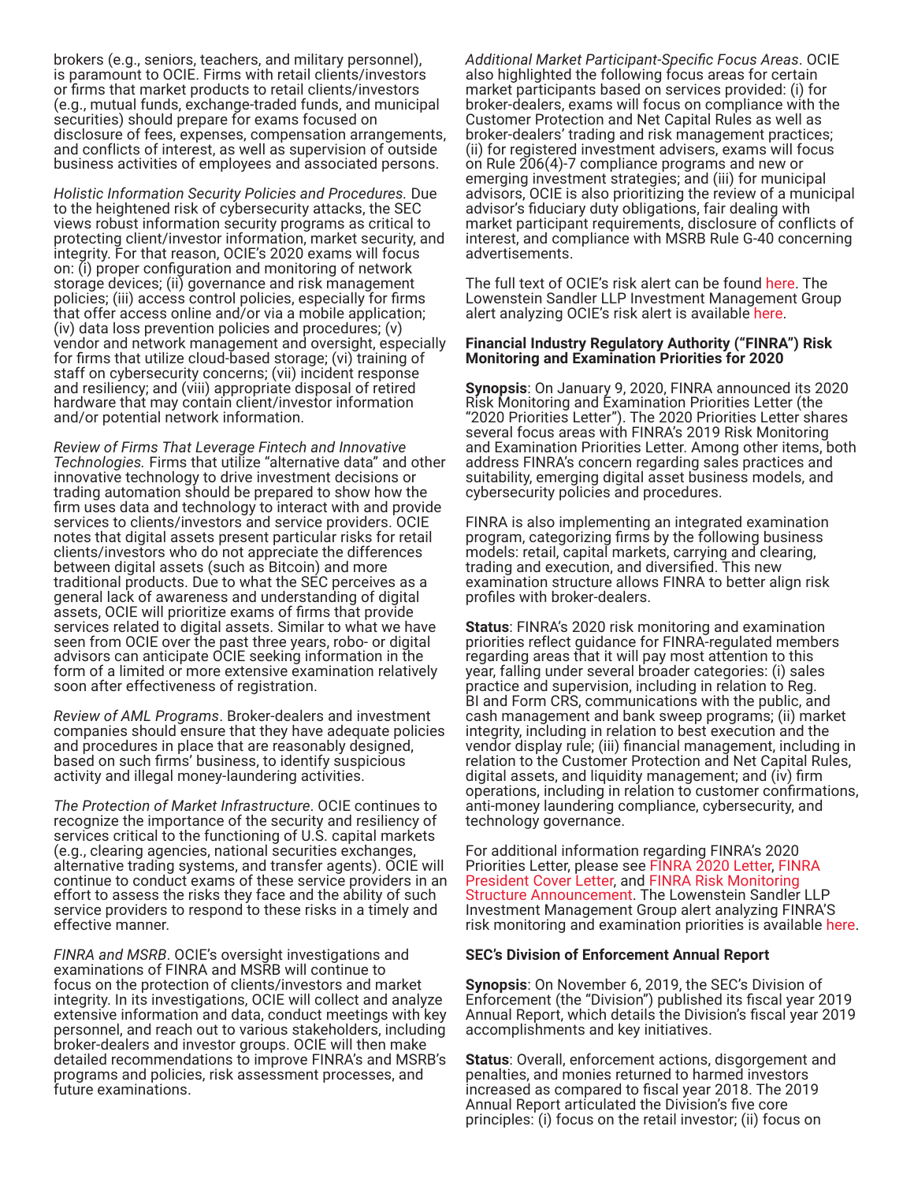brokers (e.g., seniors, teachers, and military personnel), is paramount to OCIE. Firms with retail clients/investors or firms that market products to retail clients/investors (e.g., mutual funds, exchange-traded funds, and municipal securities) should prepare for exams focused on disclosure of fees, expenses, compensation arrangements, and conflicts of interest, as well as supervision of outside business activities of employees and associated persons.

*Holistic Information Security Policies and Procedures*. Due to the heightened risk of cybersecurity attacks, the SEC views robust information security programs as critical to protecting client/investor information, market security, and integrity. For that reason, OCIE's 2020 exams will focus on: (i) proper configuration and monitoring of network storage devices; (ii) governance and risk management policies; (iii) access control policies, especially for firms that offer access online and/or via a mobile application; (iv) data loss prevention policies and procedures; (v) vendor and network management and oversight, especially for firms that utilize cloud-based storage; (vi) training of staff on cybersecurity concerns; (vii) incident response and resiliency; and (viii) appropriate disposal of retired hardware that may contain client/investor information and/or potential network information.

*Review of Firms That Leverage Fintech and Innovative Technologies.* Firms that utilize "alternative data" and other innovative technology to drive investment decisions or trading automation should be prepared to show how the firm uses data and technology to interact with and provide services to clients/investors and service providers. OCIE notes that digital assets present particular risks for retail clients/investors who do not appreciate the differences between digital assets (such as Bitcoin) and more traditional products. Due to what the SEC perceives as a general lack of awareness and understanding of digital assets, OCIE will prioritize exams of firms that provide services related to digital assets. Similar to what we have seen from OCIE over the past three years, robo- or digital advisors can anticipate OCIE seeking information in the form of a limited or more extensive examination relatively soon after effectiveness of registration.

*Review of AML Programs*. Broker-dealers and investment companies should ensure that they have adequate policies and procedures in place that are reasonably designed, based on such firms' business, to identify suspicious activity and illegal money-laundering activities.

*The Protection of Market Infrastructure*. OCIE continues to recognize the importance of the security and resiliency of services critical to the functioning of U.S. capital markets (e.g., clearing agencies, national securities exchanges, alternative trading systems, and transfer agents). OCIE will continue to conduct exams of these service providers in an effort to assess the risks they face and the ability of such service providers to respond to these risks in a timely and effective manner.

*FINRA and MSRB*. OCIE's oversight investigations and examinations of FINRA and MSRB will continue to focus on the protection of clients/investors and market integrity. In its investigations, OCIE will collect and analyze extensive information and data, conduct meetings with key personnel, and reach out to various stakeholders, including broker-dealers and investor groups. OCIE will then make detailed recommendations to improve FINRA's and MSRB's programs and policies, risk assessment processes, and future examinations.

*Additional Market Participant-Specific Focus Areas*. OCIE also highlighted the following focus areas for certain market participants based on services provided: (i) for broker-dealers, exams will focus on compliance with the Customer Protection and Net Capital Rules as well as broker-dealers' trading and risk management practices; (ii) for registered investment advisers, exams will focus on Rule 206(4)-7 compliance programs and new or emerging investment strategies; and (iii) for municipal advisors, OCIE is also prioritizing the review of a municipal advisor's fiduciary duty obligations, fair dealing with market participant requirements, disclosure of conflicts of interest, and compliance with MSRB Rule G-40 concerning advertisements.

The full text of OCIE's risk alert can be found here. The Lowenstein Sandler LLP Investment Management Group alert analyzing OCIE's risk alert is available here.

**Financial Industry Regulatory Authority ("FINRA") Risk Monitoring and Examination Priorities for 2020**

**Synopsis**: On January 9, 2020, FINRA announced its 2020 Risk Monitoring and Examination Priorities Letter (the "2020 Priorities Letter"). The 2020 Priorities Letter shares several focus areas with FINRA's 2019 Risk Monitoring and Examination Priorities Letter. Among other items, both address FINRA's concern regarding sales practices and suitability, emerging digital asset business models, and cybersecurity policies and procedures.

FINRA is also implementing an integrated examination program, categorizing firms by the following business models: retail, capital markets, carrying and clearing, trading and execution, and diversified. This new examination structure allows FINRA to better align risk profiles with broker-dealers.

**Status**: FINRA's 2020 risk monitoring and examination priorities reflect guidance for FINRA-regulated members regarding areas that it will pay most attention to this year, falling under several broader categories: (i) sales practice and supervision, including in relation to Reg. BI and Form CRS, communications with the public, and cash management and bank sweep programs; (ii) market integrity, including in relation to best execution and the vendor display rule; (iii) financial management, including in relation to the Customer Protection and Net Capital Rules, digital assets, and liquidity management; and (iv) firm operations, including in relation to customer confirmations, anti-money laundering compliance, cybersecurity, and technology governance.

For additional information regarding FINRA's 2020 Priorities Letter, please see FINRA 2020 Letter, FINRA President Cover Letter, and FINRA Risk Monitoring Structure Announcement. The Lowenstein Sandler LLP Investment Management Group alert analyzing FINRA'S risk monitoring and examination priorities is available here.

**SEC's Division of Enforcement Annual Report**

**Synopsis**: On November 6, 2019, the SEC's Division of Enforcement (the "Division") published its fiscal year 2019 Annual Report, which details the Division's fiscal year 2019 accomplishments and key initiatives.

**Status**: Overall, enforcement actions, disgorgement and penalties, and monies returned to harmed investors increased as compared to fiscal year 2018. The 2019 Annual Report articulated the Division's five core principles: (i) focus on the retail investor; (ii) focus on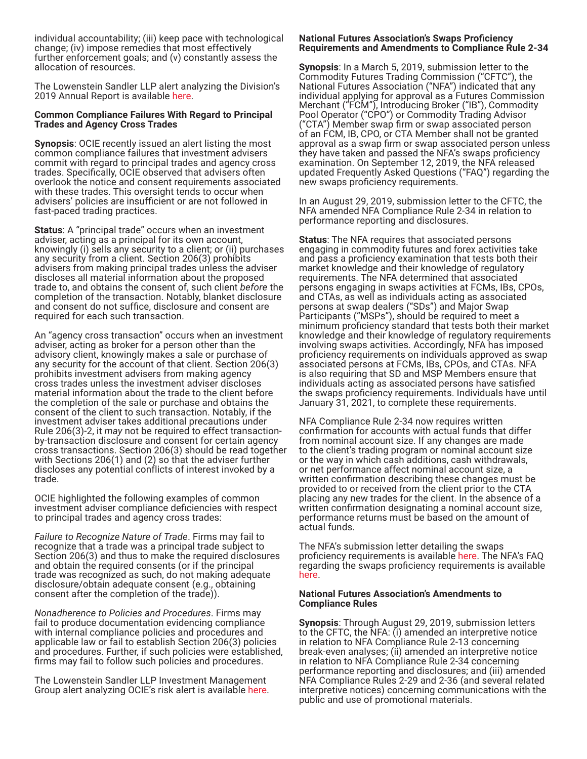individual accountability; (iii) keep pace with technological change; (iv) impose remedies that most effectively further enforcement goals; and (v) constantly assess the allocation of resources.

The Lowenstein Sandler LLP alert analyzing the Division's 2019 Annual Report is available here.

**Common Compliance Failures With Regard to Principal Trades and Agency Cross Trades**

**Synopsis**: OCIE recently issued an alert listing the most common compliance failures that investment advisers commit with regard to principal trades and agency cross trades. Specifically, OCIE observed that advisers often overlook the notice and consent requirements associated with these trades. This oversight tends to occur when advisers' policies are insufficient or are not followed in fast-paced trading practices.

**Status**: A "principal trade" occurs when an investment adviser, acting as a principal for its own account, knowingly (i) sells any security to a client; or (ii) purchases any security from a client. Section 206(3) prohibits advisers from making principal trades unless the adviser discloses all material information about the proposed trade to, and obtains the consent of, such client *before* the completion of the transaction. Notably, blanket disclosure and consent do not suffice, disclosure and consent are required for each such transaction.

An "agency cross transaction" occurs when an investment adviser, acting as broker for a person other than the advisory client, knowingly makes a sale or purchase of any security for the account of that client. Section 206(3) prohibits investment advisers from making agency cross trades unless the investment adviser discloses material information about the trade to the client before the completion of the sale or purchase and obtains the consent of the client to such transaction. Notably, if the investment adviser takes additional precautions under Rule 206(3)-2, it *may* not be required to effect transaction-by-transaction disclosure and consent for certain agency cross transactions. Section 206(3) should be read together with Sections 206(1) and (2) so that the adviser further discloses any potential conflicts of interest invoked by a trade.

OCIE highlighted the following examples of common investment adviser compliance deficiencies with respect to principal trades and agency cross trades:

*Failure to Recognize Nature of Trade*. Firms may fail to recognize that a trade was a principal trade subject to Section 206(3) and thus to make the required disclosures and obtain the required consents (or if the principal trade was recognized as such, do not making adequate disclosure/obtain adequate consent (e.g., obtaining consent after the completion of the trade)).

*Nonadherence to Policies and Procedures*. Firms may fail to produce documentation evidencing compliance with internal compliance policies and procedures and applicable law or fail to establish Section 206(3) policies and procedures. Further, if such policies were established, firms may fail to follow such policies and procedures.

The Lowenstein Sandler LLP Investment Management Group alert analyzing OCIE's risk alert is available here.

**National Futures Association's Swaps Proficiency Requirements and Amendments to Compliance Rule 2-34**

**Synopsis**: In a March 5, 2019, submission letter to the Commodity Futures Trading Commission ("CFTC"), the National Futures Association ("NFA") indicated that any individual applying for approval as a Futures Commission Merchant ("FCM"), Introducing Broker ("IB"), Commodity Pool Operator ("CPO") or Commodity Trading Advisor ("CTA") Member swap firm or swap associated person of an FCM, IB, CPO, or CTA Member shall not be granted approval as a swap firm or swap associated person unless they have taken and passed the NFA's swaps proficiency examination. On September 12, 2019, the NFA released updated Frequently Asked Questions ("FAQ") regarding the new swaps proficiency requirements.

In an August 29, 2019, submission letter to the CFTC, the NFA amended NFA Compliance Rule 2-34 in relation to performance reporting and disclosures.

**Status**: The NFA requires that associated persons engaging in commodity futures and forex activities take and pass a proficiency examination that tests both their market knowledge and their knowledge of regulatory requirements. The NFA determined that associated persons engaging in swaps activities at FCMs, IBs, CPOs, and CTAs, as well as individuals acting as associated persons at swap dealers ("SDs") and Major Swap Participants ("MSPs"), should be required to meet a minimum proficiency standard that tests both their market knowledge and their knowledge of regulatory requirements involving swaps activities. Accordingly, NFA has imposed proficiency requirements on individuals approved as swap associated persons at FCMs, IBs, CPOs, and CTAs. NFA is also requiring that SD and MSP Members ensure that individuals acting as associated persons have satisfied the swaps proficiency requirements. Individuals have until January 31, 2021, to complete these requirements.

NFA Compliance Rule 2-34 now requires written confirmation for accounts with actual funds that differ from nominal account size. If any changes are made to the client's trading program or nominal account size or the way in which cash additions, cash withdrawals, or net performance affect nominal account size, a written confirmation describing these changes must be provided to or received from the client prior to the CTA placing any new trades for the client. In the absence of a written confirmation designating a nominal account size, performance returns must be based on the amount of actual funds.

The NFA's submission letter detailing the swaps proficiency requirements is available here. The NFA's FAQ regarding the swaps proficiency requirements is available here.

**National Futures Association's Amendments to Compliance Rules**

**Synopsis**: Through August 29, 2019, submission letters to the CFTC, the NFA: (i) amended an interpretive notice in relation to NFA Compliance Rule 2-13 concerning break-even analyses; (ii) amended an interpretive notice in relation to NFA Compliance Rule 2-34 concerning performance reporting and disclosures; and (iii) amended NFA Compliance Rules 2-29 and 2-36 (and several related interpretive notices) concerning communications with the public and use of promotional materials.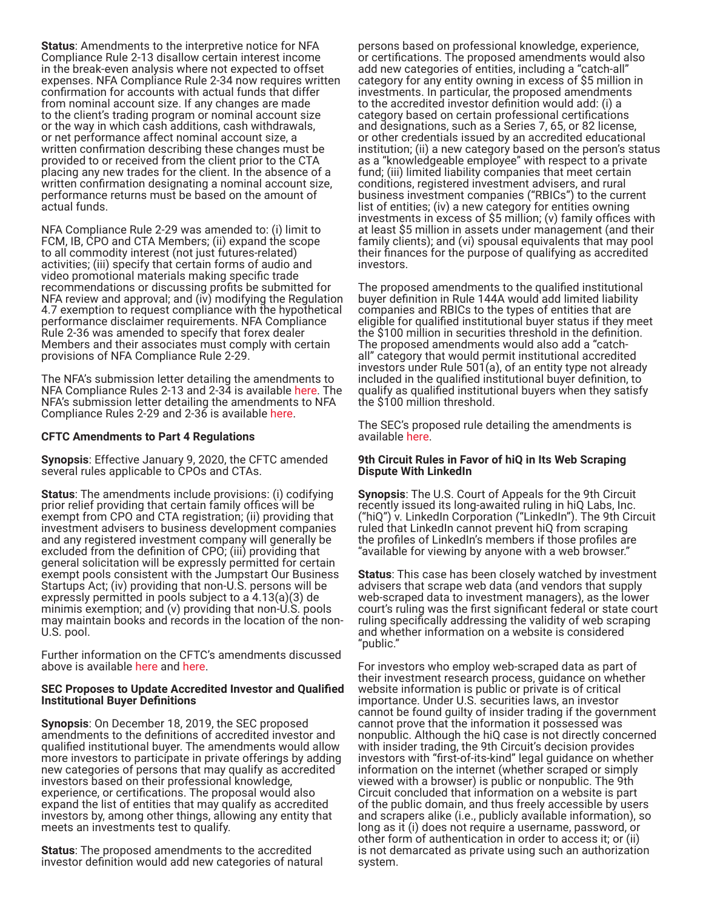**Status**: Amendments to the interpretive notice for NFA Compliance Rule 2-13 disallow certain interest income in the break-even analysis where not expected to offset expenses. NFA Compliance Rule 2-34 now requires written confirmation for accounts with actual funds that differ from nominal account size. If any changes are made to the client's trading program or nominal account size or the way in which cash additions, cash withdrawals, or net performance affect nominal account size, a written confirmation describing these changes must be provided to or received from the client prior to the CTA placing any new trades for the client. In the absence of a written confirmation designating a nominal account size, performance returns must be based on the amount of actual funds.

NFA Compliance Rule 2-29 was amended to: (i) limit to FCM, IB, CPO and CTA Members; (ii) expand the scope to all commodity interest (not just futures-related) activities; (iii) specify that certain forms of audio and video promotional materials making specific trade recommendations or discussing profits be submitted for NFA review and approval; and (iv) modifying the Regulation 4.7 exemption to request compliance with the hypothetical performance disclaimer requirements. NFA Compliance Rule 2-36 was amended to specify that forex dealer Members and their associates must comply with certain provisions of NFA Compliance Rule 2-29.

The NFA's submission letter detailing the amendments to NFA Compliance Rules 2-13 and 2-34 is available here. The NFA's submission letter detailing the amendments to NFA Compliance Rules 2-29 and 2-36 is available here.

### CFTC Amendments to Part 4 Regulations

**Synopsis**: Effective January 9, 2020, the CFTC amended several rules applicable to CPOs and CTAs.

**Status**: The amendments include provisions: (i) codifying prior relief providing that certain family offices will be exempt from CPO and CTA registration; (ii) providing that investment advisers to business development companies and any registered investment company will generally be excluded from the definition of CPO; (iii) providing that general solicitation will be expressly permitted for certain exempt pools consistent with the Jumpstart Our Business Startups Act; (iv) providing that non-U.S. persons will be expressly permitted in pools subject to a 4.13(a)(3) de minimis exemption; and (v) providing that non-U.S. pools may maintain books and records in the location of the non-U.S. pool.

Further information on the CFTC's amendments discussed above is available here and here.

### SEC Proposes to Update Accredited Investor and Qualified Institutional Buyer Definitions

**Synopsis**: On December 18, 2019, the SEC proposed amendments to the definitions of accredited investor and qualified institutional buyer. The amendments would allow more investors to participate in private offerings by adding new categories of persons that may qualify as accredited investors based on their professional knowledge, experience, or certifications. The proposal would also expand the list of entities that may qualify as accredited investors by, among other things, allowing any entity that meets an investments test to qualify.

**Status**: The proposed amendments to the accredited investor definition would add new categories of natural persons based on professional knowledge, experience, or certifications. The proposed amendments would also add new categories of entities, including a "catch-all" category for any entity owning in excess of $5 million in investments. In particular, the proposed amendments to the accredited investor definition would add: (i) a category based on certain professional certifications and designations, such as a Series 7, 65, or 82 license, or other credentials issued by an accredited educational institution; (ii) a new category based on the person's status as a "knowledgeable employee" with respect to a private fund; (iii) limited liability companies that meet certain conditions, registered investment advisers, and rural business investment companies ("RBICs") to the current list of entities; (iv) a new category for entities owning investments in excess of $5 million; (v) family offices with at least $5 million in assets under management (and their family clients); and (vi) spousal equivalents that may pool their finances for the purpose of qualifying as accredited investors.

The proposed amendments to the qualified institutional buyer definition in Rule 144A would add limited liability companies and RBICs to the types of entities that are eligible for qualified institutional buyer status if they meet the $100 million in securities threshold in the definition. The proposed amendments would also add a "catch-all" category that would permit institutional accredited investors under Rule 501(a), of an entity type not already included in the qualified institutional buyer definition, to qualify as qualified institutional buyers when they satisfy the $100 million threshold.

The SEC's proposed rule detailing the amendments is available here.

### 9th Circuit Rules in Favor of hiQ in Its Web Scraping Dispute With LinkedIn

**Synopsis**: The U.S. Court of Appeals for the 9th Circuit recently issued its long-awaited ruling in hiQ Labs, Inc. ("hiQ") v. LinkedIn Corporation ("LinkedIn"). The 9th Circuit ruled that LinkedIn cannot prevent hiQ from scraping the profiles of LinkedIn's members if those profiles are "available for viewing by anyone with a web browser."

**Status**: This case has been closely watched by investment advisers that scrape web data (and vendors that supply web-scraped data to investment managers), as the lower court's ruling was the first significant federal or state court ruling specifically addressing the validity of web scraping and whether information on a website is considered "public."

For investors who employ web-scraped data as part of their investment research process, guidance on whether website information is public or private is of critical importance. Under U.S. securities laws, an investor cannot be found guilty of insider trading if the government cannot prove that the information it possessed was nonpublic. Although the hiQ case is not directly concerned with insider trading, the 9th Circuit's decision provides investors with "first-of-its-kind" legal guidance on whether information on the internet (whether scraped or simply viewed with a browser) is public or nonpublic. The 9th Circuit concluded that information on a website is part of the public domain, and thus freely accessible by users and scrapers alike (i.e., publicly available information), so long as it (i) does not require a username, password, or other form of authentication in order to access it; or (ii) is not demarcated as private using such an authorization system.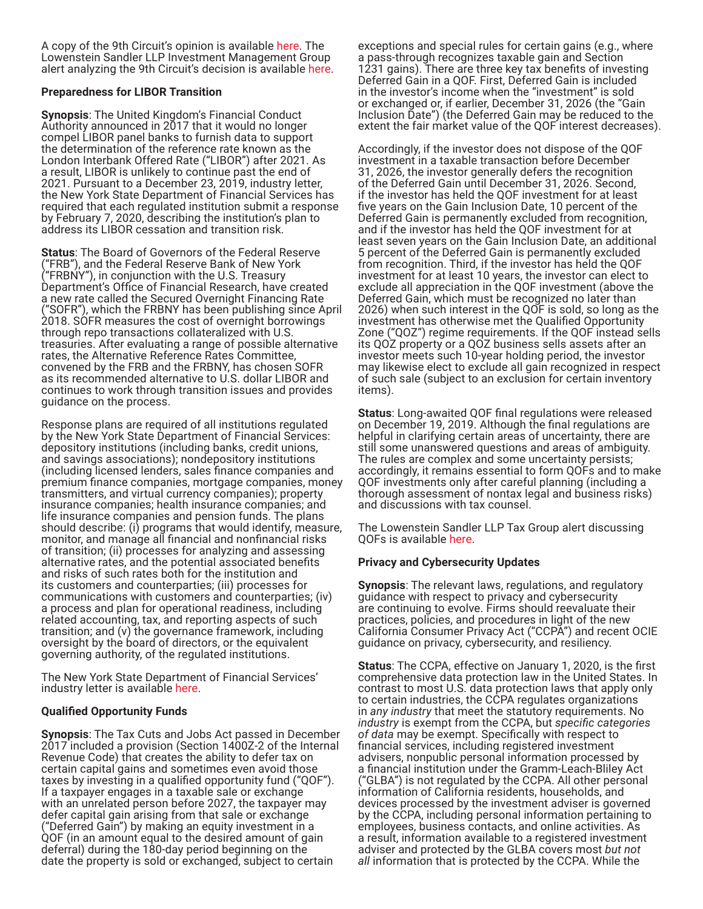A copy of the 9th Circuit's opinion is available here. The Lowenstein Sandler LLP Investment Management Group alert analyzing the 9th Circuit's decision is available here.

**Preparedness for LIBOR Transition**

**Synopsis**: The United Kingdom's Financial Conduct Authority announced in 2017 that it would no longer compel LIBOR panel banks to furnish data to support the determination of the reference rate known as the London Interbank Offered Rate ("LIBOR") after 2021. As a result, LIBOR is unlikely to continue past the end of 2021. Pursuant to a December 23, 2019, industry letter, the New York State Department of Financial Services has required that each regulated institution submit a response by February 7, 2020, describing the institution's plan to address its LIBOR cessation and transition risk.

**Status**: The Board of Governors of the Federal Reserve ("FRB"), and the Federal Reserve Bank of New York ("FRBNY"), in conjunction with the U.S. Treasury Department's Office of Financial Research, have created a new rate called the Secured Overnight Financing Rate ("SOFR"), which the FRBNY has been publishing since April 2018. SOFR measures the cost of overnight borrowings through repo transactions collateralized with U.S. treasuries. After evaluating a range of possible alternative rates, the Alternative Reference Rates Committee, convened by the FRB and the FRBNY, has chosen SOFR as its recommended alternative to U.S. dollar LIBOR and continues to work through transition issues and provides guidance on the process.

Response plans are required of all institutions regulated by the New York State Department of Financial Services: depository institutions (including banks, credit unions, and savings associations); nondepository institutions (including licensed lenders, sales finance companies and premium finance companies, mortgage companies, money transmitters, and virtual currency companies); property insurance companies; health insurance companies; and life insurance companies and pension funds. The plans should describe: (i) programs that would identify, measure, monitor, and manage all financial and nonfinancial risks of transition; (ii) processes for analyzing and assessing alternative rates, and the potential associated benefits and risks of such rates both for the institution and its customers and counterparties; (iii) processes for communications with customers and counterparties; (iv) a process and plan for operational readiness, including related accounting, tax, and reporting aspects of such transition; and (v) the governance framework, including oversight by the board of directors, or the equivalent governing authority, of the regulated institutions.

The New York State Department of Financial Services' industry letter is available here.

**Qualified Opportunity Funds**

**Synopsis**: The Tax Cuts and Jobs Act passed in December 2017 included a provision (Section 1400Z-2 of the Internal Revenue Code) that creates the ability to defer tax on certain capital gains and sometimes even avoid those taxes by investing in a qualified opportunity fund ("QOF"). If a taxpayer engages in a taxable sale or exchange with an unrelated person before 2027, the taxpayer may defer capital gain arising from that sale or exchange ("Deferred Gain") by making an equity investment in a QOF (in an amount equal to the desired amount of gain deferral) during the 180-day period beginning on the date the property is sold or exchanged, subject to certain exceptions and special rules for certain gains (e.g., where a pass-through recognizes taxable gain and Section 1231 gains). There are three key tax benefits of investing Deferred Gain in a QOF. First, Deferred Gain is included in the investor's income when the "investment" is sold or exchanged or, if earlier, December 31, 2026 (the "Gain Inclusion Date") (the Deferred Gain may be reduced to the extent the fair market value of the QOF interest decreases).

Accordingly, if the investor does not dispose of the QOF investment in a taxable transaction before December 31, 2026, the investor generally defers the recognition of the Deferred Gain until December 31, 2026. Second, if the investor has held the QOF investment for at least five years on the Gain Inclusion Date, 10 percent of the Deferred Gain is permanently excluded from recognition, and if the investor has held the QOF investment for at least seven years on the Gain Inclusion Date, an additional 5 percent of the Deferred Gain is permanently excluded from recognition. Third, if the investor has held the QOF investment for at least 10 years, the investor can elect to exclude all appreciation in the QOF investment (above the Deferred Gain, which must be recognized no later than 2026) when such interest in the QOF is sold, so long as the investment has otherwise met the Qualified Opportunity Zone ("QOZ") regime requirements. If the QOF instead sells its QOZ property or a QOZ business sells assets after an investor meets such 10-year holding period, the investor may likewise elect to exclude all gain recognized in respect of such sale (subject to an exclusion for certain inventory items).

**Status**: Long-awaited QOF final regulations were released on December 19, 2019. Although the final regulations are helpful in clarifying certain areas of uncertainty, there are still some unanswered questions and areas of ambiguity. The rules are complex and some uncertainty persists; accordingly, it remains essential to form QOFs and to make QOF investments only after careful planning (including a thorough assessment of nontax legal and business risks) and discussions with tax counsel.

The Lowenstein Sandler LLP Tax Group alert discussing QOFs is available here.

**Privacy and Cybersecurity Updates**

**Synopsis**: The relevant laws, regulations, and regulatory guidance with respect to privacy and cybersecurity are continuing to evolve. Firms should reevaluate their practices, policies, and procedures in light of the new California Consumer Privacy Act ("CCPA") and recent OCIE guidance on privacy, cybersecurity, and resiliency.

**Status**: The CCPA, effective on January 1, 2020, is the first comprehensive data protection law in the United States. In contrast to most U.S. data protection laws that apply only to certain industries, the CCPA regulates organizations in *any industry* that meet the statutory requirements. No *industry* is exempt from the CCPA, but *specific categories of data* may be exempt. Specifically with respect to financial services, including registered investment advisers, nonpublic personal information processed by a financial institution under the Gramm-Leach-Bliley Act ("GLBA") is not regulated by the CCPA. All other personal information of California residents, households, and devices processed by the investment adviser is governed by the CCPA, including personal information pertaining to employees, business contacts, and online activities. As a result, information available to a registered investment adviser and protected by the GLBA covers most *but not all* information that is protected by the CCPA. While the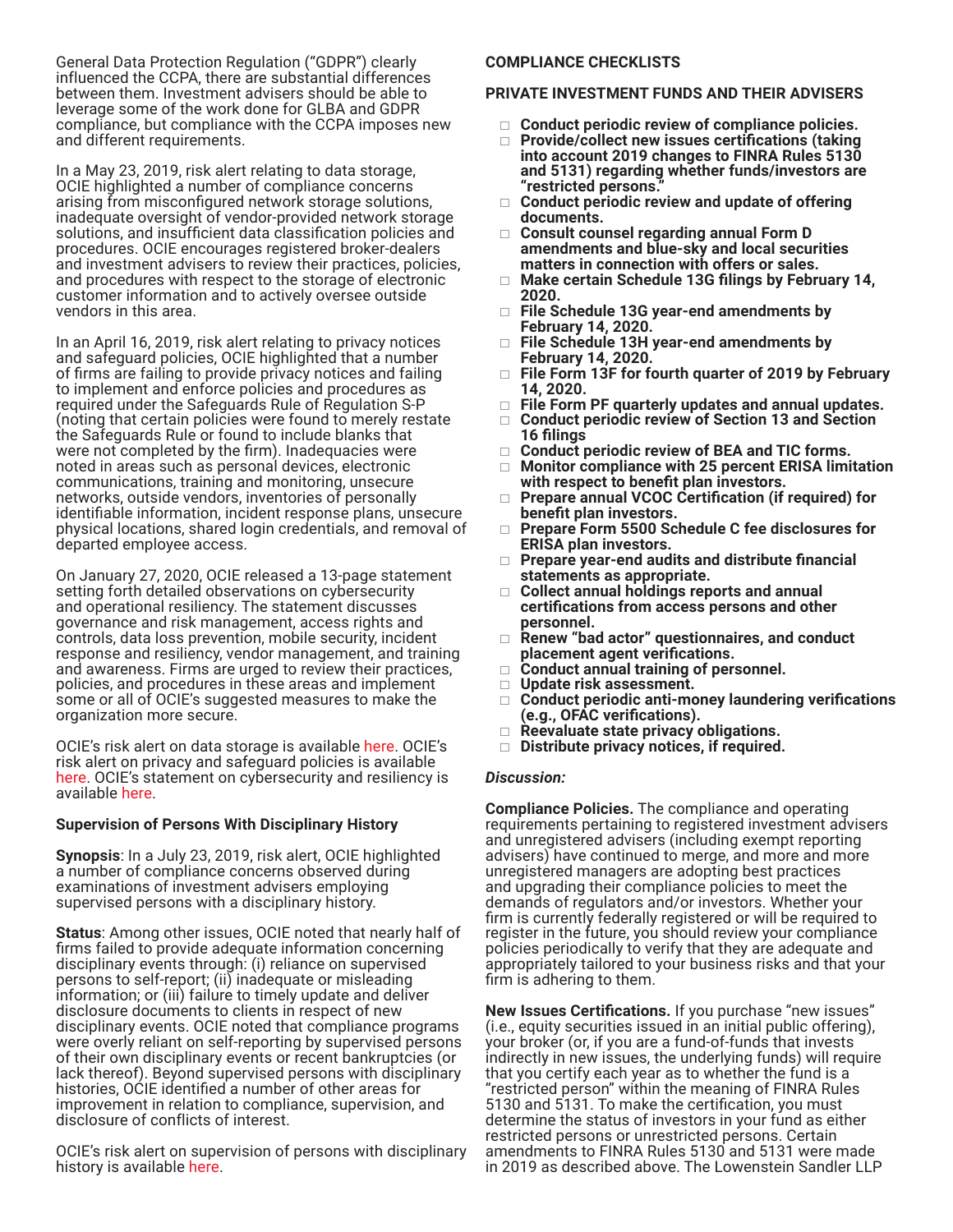General Data Protection Regulation ("GDPR") clearly influenced the CCPA, there are substantial differences between them. Investment advisers should be able to leverage some of the work done for GLBA and GDPR compliance, but compliance with the CCPA imposes new and different requirements.

In a May 23, 2019, risk alert relating to data storage, OCIE highlighted a number of compliance concerns arising from misconfigured network storage solutions, inadequate oversight of vendor-provided network storage solutions, and insufficient data classification policies and procedures. OCIE encourages registered broker-dealers and investment advisers to review their practices, policies, and procedures with respect to the storage of electronic customer information and to actively oversee outside vendors in this area.

In an April 16, 2019, risk alert relating to privacy notices and safeguard policies, OCIE highlighted that a number of firms are failing to provide privacy notices and failing to implement and enforce policies and procedures as required under the Safeguards Rule of Regulation S-P (noting that certain policies were found to merely restate the Safeguards Rule or found to include blanks that were not completed by the firm). Inadequacies were noted in areas such as personal devices, electronic communications, training and monitoring, unsecure networks, outside vendors, inventories of personally identifiable information, incident response plans, unsecure physical locations, shared login credentials, and removal of departed employee access.

On January 27, 2020, OCIE released a 13-page statement setting forth detailed observations on cybersecurity and operational resiliency. The statement discusses governance and risk management, access rights and controls, data loss prevention, mobile security, incident response and resiliency, vendor management, and training and awareness. Firms are urged to review their practices, policies, and procedures in these areas and implement some or all of OCIE's suggested measures to make the organization more secure.

OCIE's risk alert on data storage is available here. OCIE's risk alert on privacy and safeguard policies is available here. OCIE's statement on cybersecurity and resiliency is available here.

### Supervision of Persons With Disciplinary History

**Synopsis**: In a July 23, 2019, risk alert, OCIE highlighted a number of compliance concerns observed during examinations of investment advisers employing supervised persons with a disciplinary history.

**Status**: Among other issues, OCIE noted that nearly half of firms failed to provide adequate information concerning disciplinary events through: (i) reliance on supervised persons to self-report; (ii) inadequate or misleading information; or (iii) failure to timely update and deliver disclosure documents to clients in respect of new disciplinary events. OCIE noted that compliance programs were overly reliant on self-reporting by supervised persons of their own disciplinary events or recent bankruptcies (or lack thereof). Beyond supervised persons with disciplinary histories, OCIE identified a number of other areas for improvement in relation to compliance, supervision, and disclosure of conflicts of interest.

OCIE's risk alert on supervision of persons with disciplinary history is available here.

## COMPLIANCE CHECKLISTS

### PRIVATE INVESTMENT FUNDS AND THEIR ADVISERS

- ☐ **Conduct periodic review of compliance policies.**
- ☐ **Provide/collect new issues certifications (taking into account 2019 changes to FINRA Rules 5130 and 5131) regarding whether funds/investors are "restricted persons."**
- ☐ **Conduct periodic review and update of offering documents.**
- ☐ **Consult counsel regarding annual Form D amendments and blue-sky and local securities matters in connection with offers or sales.**
- ☐ **Make certain Schedule 13G filings by February 14, 2020.**
- ☐ **File Schedule 13G year-end amendments by February 14, 2020.**
- ☐ **File Schedule 13H year-end amendments by February 14, 2020.**
- ☐ **File Form 13F for fourth quarter of 2019 by February 14, 2020.**
- ☐ **File Form PF quarterly updates and annual updates.**
- ☐ **Conduct periodic review of Section 13 and Section 16 filings**
- ☐ **Conduct periodic review of BEA and TIC forms.**
- ☐ **Monitor compliance with 25 percent ERISA limitation with respect to benefit plan investors.**
- ☐ **Prepare annual VCOC Certification (if required) for benefit plan investors.**
- ☐ **Prepare Form 5500 Schedule C fee disclosures for ERISA plan investors.**
- ☐ **Prepare year-end audits and distribute financial statements as appropriate.**
- ☐ **Collect annual holdings reports and annual certifications from access persons and other personnel.**
- ☐ **Renew "bad actor" questionnaires, and conduct placement agent verifications.**
- ☐ **Conduct annual training of personnel.**
- ☐ **Update risk assessment.**
- ☐ **Conduct periodic anti-money laundering verifications (e.g., OFAC verifications).**
- ☐ **Reevaluate state privacy obligations.**
- ☐ **Distribute privacy notices, if required.**

***Discussion:***

**Compliance Policies.** The compliance and operating requirements pertaining to registered investment advisers and unregistered advisers (including exempt reporting advisers) have continued to merge, and more and more unregistered managers are adopting best practices and upgrading their compliance policies to meet the demands of regulators and/or investors. Whether your firm is currently federally registered or will be required to register in the future, you should review your compliance policies periodically to verify that they are adequate and appropriately tailored to your business risks and that your firm is adhering to them.

**New Issues Certifications.** If you purchase "new issues" (i.e., equity securities issued in an initial public offering), your broker (or, if you are a fund-of-funds that invests indirectly in new issues, the underlying funds) will require that you certify each year as to whether the fund is a "restricted person" within the meaning of FINRA Rules 5130 and 5131. To make the certification, you must determine the status of investors in your fund as either restricted persons or unrestricted persons. Certain amendments to FINRA Rules 5130 and 5131 were made in 2019 as described above. The Lowenstein Sandler LLP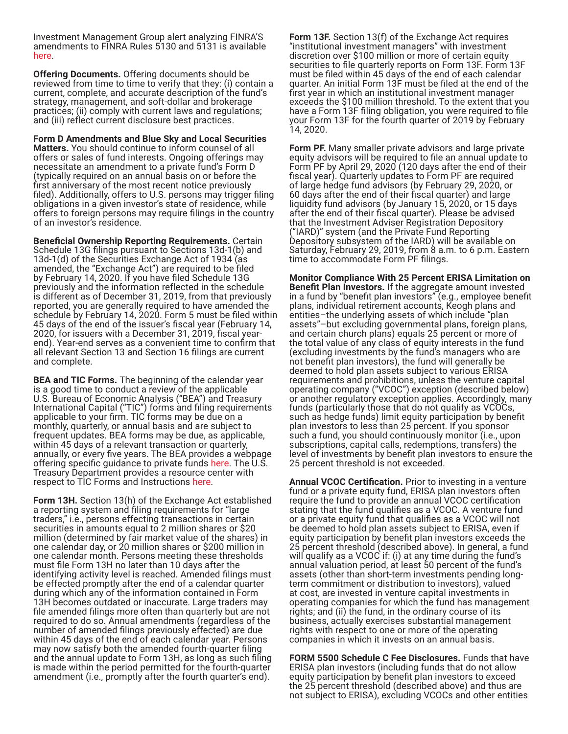Investment Management Group alert analyzing FINRA'S amendments to FINRA Rules 5130 and 5131 is available here.

**Offering Documents.** Offering documents should be reviewed from time to time to verify that they: (i) contain a current, complete, and accurate description of the fund's strategy, management, and soft-dollar and brokerage practices; (ii) comply with current laws and regulations; and (iii) reflect current disclosure best practices.

**Form D Amendments and Blue Sky and Local Securities Matters.** You should continue to inform counsel of all offers or sales of fund interests. Ongoing offerings may necessitate an amendment to a private fund's Form D (typically required on an annual basis on or before the first anniversary of the most recent notice previously filed). Additionally, offers to U.S. persons may trigger filing obligations in a given investor's state of residence, while offers to foreign persons may require filings in the country of an investor's residence.

**Beneficial Ownership Reporting Requirements.** Certain Schedule 13G filings pursuant to Sections 13d-1(b) and 13d-1(d) of the Securities Exchange Act of 1934 (as amended, the "Exchange Act") are required to be filed by February 14, 2020. If you have filed Schedule 13G previously and the information reflected in the schedule is different as of December 31, 2019, from that previously reported, you are generally required to have amended the schedule by February 14, 2020. Form 5 must be filed within 45 days of the end of the issuer's fiscal year (February 14, 2020, for issuers with a December 31, 2019, fiscal year-end). Year-end serves as a convenient time to confirm that all relevant Section 13 and Section 16 filings are current and complete.

**BEA and TIC Forms.** The beginning of the calendar year is a good time to conduct a review of the applicable U.S. Bureau of Economic Analysis ("BEA") and Treasury International Capital ("TIC") forms and filing requirements applicable to your firm. TIC forms may be due on a monthly, quarterly, or annual basis and are subject to frequent updates. BEA forms may be due, as applicable, within 45 days of a relevant transaction or quarterly, annually, or every five years. The BEA provides a webpage offering specific guidance to private funds here. The U.S. Treasury Department provides a resource center with respect to TIC Forms and Instructions here.

**Form 13H.** Section 13(h) of the Exchange Act established a reporting system and filing requirements for "large traders," i.e., persons effecting transactions in certain securities in amounts equal to 2 million shares or $20 million (determined by fair market value of the shares) in one calendar day, or 20 million shares or $200 million in one calendar month. Persons meeting these thresholds must file Form 13H no later than 10 days after the identifying activity level is reached. Amended filings must be effected promptly after the end of a calendar quarter during which any of the information contained in Form 13H becomes outdated or inaccurate. Large traders may file amended filings more often than quarterly but are not required to do so. Annual amendments (regardless of the number of amended filings previously effected) are due within 45 days of the end of each calendar year. Persons may now satisfy both the amended fourth-quarter filing and the annual update to Form 13H, as long as such filing is made within the period permitted for the fourth-quarter amendment (i.e., promptly after the fourth quarter's end).

**Form 13F.** Section 13(f) of the Exchange Act requires "institutional investment managers" with investment discretion over $100 million or more of certain equity securities to file quarterly reports on Form 13F. Form 13F must be filed within 45 days of the end of each calendar quarter. An initial Form 13F must be filed at the end of the first year in which an institutional investment manager exceeds the $100 million threshold. To the extent that you have a Form 13F filing obligation, you were required to file your Form 13F for the fourth quarter of 2019 by February 14, 2020.

**Form PF.** Many smaller private advisors and large private equity advisors will be required to file an annual update to Form PF by April 29, 2020 (120 days after the end of their fiscal year). Quarterly updates to Form PF are required of large hedge fund advisors (by February 29, 2020, or 60 days after the end of their fiscal quarter) and large liquidity fund advisors (by January 15, 2020, or 15 days after the end of their fiscal quarter). Please be advised that the Investment Adviser Registration Depository ("IARD") system (and the Private Fund Reporting Depository subsystem of the IARD) will be available on Saturday, February 29, 2019, from 8 a.m. to 6 p.m. Eastern time to accommodate Form PF filings.

**Monitor Compliance With 25 Percent ERISA Limitation on Benefit Plan Investors.** If the aggregate amount invested in a fund by "benefit plan investors" (e.g., employee benefit plans, individual retirement accounts, Keogh plans and entities–the underlying assets of which include "plan assets"–but excluding governmental plans, foreign plans, and certain church plans) equals 25 percent or more of the total value of any class of equity interests in the fund (excluding investments by the fund's managers who are not benefit plan investors), the fund will generally be deemed to hold plan assets subject to various ERISA requirements and prohibitions, unless the venture capital operating company ("VCOC") exception (described below) or another regulatory exception applies. Accordingly, many funds (particularly those that do not qualify as VCOCs, such as hedge funds) limit equity participation by benefit plan investors to less than 25 percent. If you sponsor such a fund, you should continuously monitor (i.e., upon subscriptions, capital calls, redemptions, transfers) the level of investments by benefit plan investors to ensure the 25 percent threshold is not exceeded.

**Annual VCOC Certification.** Prior to investing in a venture fund or a private equity fund, ERISA plan investors often require the fund to provide an annual VCOC certification stating that the fund qualifies as a VCOC. A venture fund or a private equity fund that qualifies as a VCOC will not be deemed to hold plan assets subject to ERISA, even if equity participation by benefit plan investors exceeds the 25 percent threshold (described above). In general, a fund will qualify as a VCOC if: (i) at any time during the fund's annual valuation period, at least 50 percent of the fund's assets (other than short-term investments pending long-term commitment or distribution to investors), valued at cost, are invested in venture capital investments in operating companies for which the fund has management rights; and (ii) the fund, in the ordinary course of its business, actually exercises substantial management rights with respect to one or more of the operating companies in which it invests on an annual basis.

**FORM 5500 Schedule C Fee Disclosures.** Funds that have ERISA plan investors (including funds that do not allow equity participation by benefit plan investors to exceed the 25 percent threshold (described above) and thus are not subject to ERISA), excluding VCOCs and other entities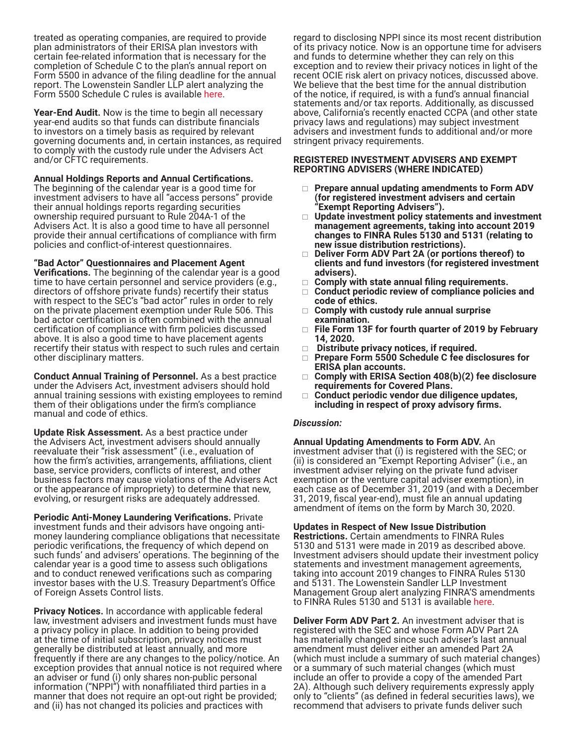treated as operating companies, are required to provide plan administrators of their ERISA plan investors with certain fee-related information that is necessary for the completion of Schedule C to the plan's annual report on Form 5500 in advance of the filing deadline for the annual report. The Lowenstein Sandler LLP alert analyzing the Form 5500 Schedule C rules is available here.

**Year-End Audit.** Now is the time to begin all necessary year-end audits so that funds can distribute financials to investors on a timely basis as required by relevant governing documents and, in certain instances, as required to comply with the custody rule under the Advisers Act and/or CFTC requirements.

**Annual Holdings Reports and Annual Certifications.** The beginning of the calendar year is a good time for investment advisers to have all "access persons" provide their annual holdings reports regarding securities ownership required pursuant to Rule 204A-1 of the Advisers Act. It is also a good time to have all personnel provide their annual certifications of compliance with firm policies and conflict-of-interest questionnaires.

**"Bad Actor" Questionnaires and Placement Agent Verifications.** The beginning of the calendar year is a good time to have certain personnel and service providers (e.g., directors of offshore private funds) recertify their status with respect to the SEC's "bad actor" rules in order to rely on the private placement exemption under Rule 506. This bad actor certification is often combined with the annual certification of compliance with firm policies discussed above. It is also a good time to have placement agents recertify their status with respect to such rules and certain other disciplinary matters.

**Conduct Annual Training of Personnel.** As a best practice under the Advisers Act, investment advisers should hold annual training sessions with existing employees to remind them of their obligations under the firm's compliance manual and code of ethics.

**Update Risk Assessment.** As a best practice under the Advisers Act, investment advisers should annually reevaluate their "risk assessment" (i.e., evaluation of how the firm's activities, arrangements, affiliations, client base, service providers, conflicts of interest, and other business factors may cause violations of the Advisers Act or the appearance of impropriety) to determine that new, evolving, or resurgent risks are adequately addressed.

**Periodic Anti-Money Laundering Verifications.** Private investment funds and their advisors have ongoing anti-money laundering compliance obligations that necessitate periodic verifications, the frequency of which depend on such funds' and advisers' operations. The beginning of the calendar year is a good time to assess such obligations and to conduct renewed verifications such as comparing investor bases with the U.S. Treasury Department's Office of Foreign Assets Control lists.

**Privacy Notices.** In accordance with applicable federal law, investment advisers and investment funds must have a privacy policy in place. In addition to being provided at the time of initial subscription, privacy notices must generally be distributed at least annually, and more frequently if there are any changes to the policy/notice. An exception provides that annual notice is not required where an adviser or fund (i) only shares non-public personal information ("NPPI") with nonaffiliated third parties in a manner that does not require an opt-out right be provided; and (ii) has not changed its policies and practices with regard to disclosing NPPI since its most recent distribution of its privacy notice. Now is an opportune time for advisers and funds to determine whether they can rely on this exception and to review their privacy notices in light of the recent OCIE risk alert on privacy notices, discussed above. We believe that the best time for the annual distribution of the notice, if required, is with a fund's annual financial statements and/or tax reports. Additionally, as discussed above, California's recently enacted CCPA (and other state privacy laws and regulations) may subject investment advisers and investment funds to additional and/or more stringent privacy requirements.

#### REGISTERED INVESTMENT ADVISERS AND EXEMPT REPORTING ADVISERS (WHERE INDICATED)

- **Prepare annual updating amendments to Form ADV (for registered investment advisers and certain "Exempt Reporting Advisers").**
- **Update investment policy statements and investment management agreements, taking into account 2019 changes to FINRA Rules 5130 and 5131 (relating to new issue distribution restrictions).**
- **Deliver Form ADV Part 2A (or portions thereof) to clients and fund investors (for registered investment advisers).**
- **Comply with state annual filing requirements.**
- **Conduct periodic review of compliance policies and code of ethics.**
- **Comply with custody rule annual surprise examination.**
- **File Form 13F for fourth quarter of 2019 by February 14, 2020.**
- **Distribute privacy notices, if required.**
- **Prepare Form 5500 Schedule C fee disclosures for ERISA plan accounts.**
- **Comply with ERISA Section 408(b)(2) fee disclosure requirements for Covered Plans.**
- **Conduct periodic vendor due diligence updates, including in respect of proxy advisory firms.**

***Discussion:***

**Annual Updating Amendments to Form ADV.** An investment adviser that (i) is registered with the SEC; or (ii) is considered an "Exempt Reporting Adviser" (i.e., an investment adviser relying on the private fund adviser exemption or the venture capital adviser exemption), in each case as of December 31, 2019 (and with a December 31, 2019, fiscal year-end), must file an annual updating amendment of items on the form by March 30, 2020.

**Updates in Respect of New Issue Distribution Restrictions.** Certain amendments to FINRA Rules 5130 and 5131 were made in 2019 as described above. Investment advisers should update their investment policy statements and investment management agreements, taking into account 2019 changes to FINRA Rules 5130 and 5131. The Lowenstein Sandler LLP Investment Management Group alert analyzing FINRA'S amendments to FINRA Rules 5130 and 5131 is available here.

**Deliver Form ADV Part 2.** An investment adviser that is registered with the SEC and whose Form ADV Part 2A has materially changed since such adviser's last annual amendment must deliver either an amended Part 2A (which must include a summary of such material changes) or a summary of such material changes (which must include an offer to provide a copy of the amended Part 2A). Although such delivery requirements expressly apply only to "clients" (as defined in federal securities laws), we recommend that advisers to private funds deliver such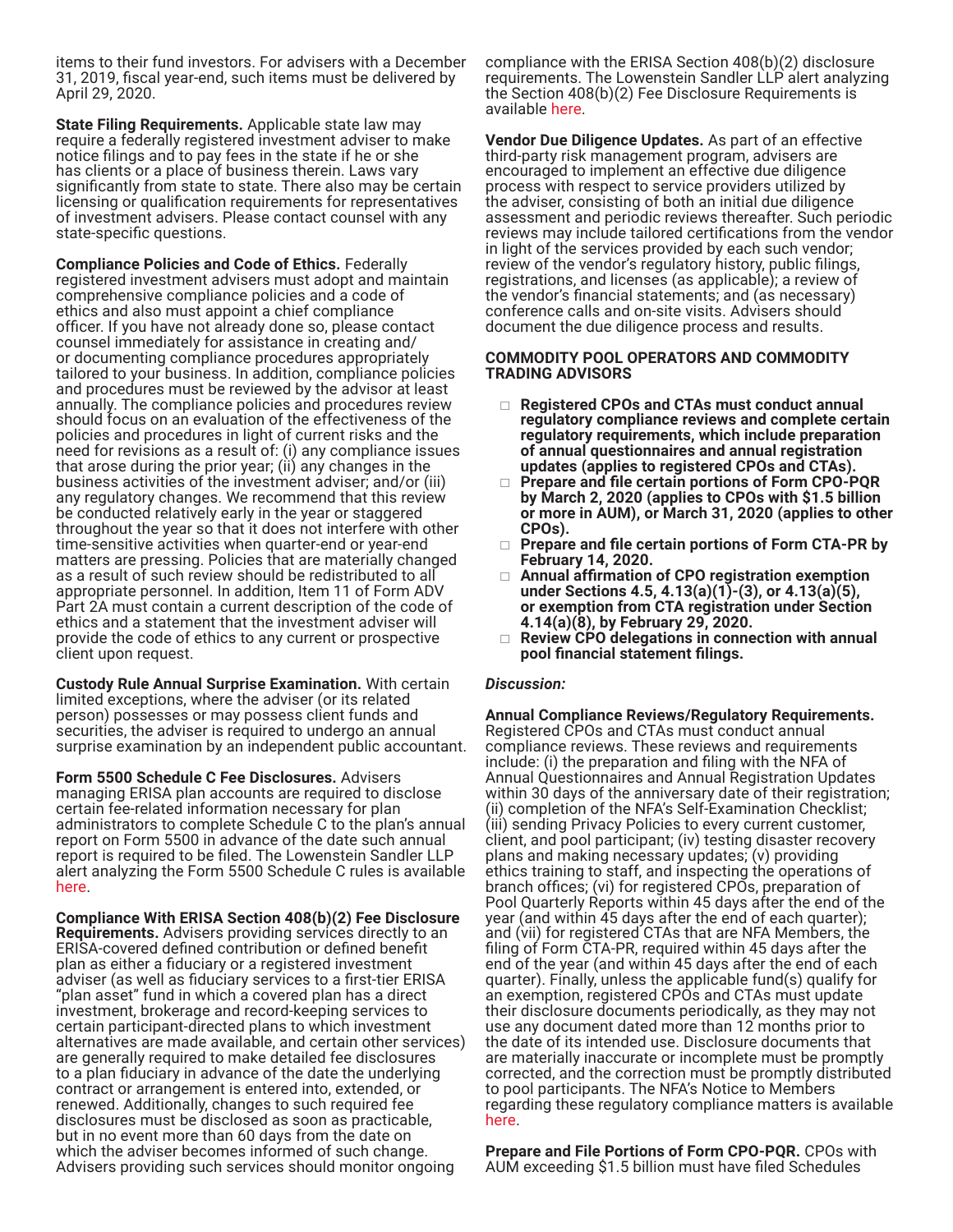items to their fund investors. For advisers with a December 31, 2019, fiscal year-end, such items must be delivered by April 29, 2020.

**State Filing Requirements.** Applicable state law may require a federally registered investment adviser to make notice filings and to pay fees in the state if he or she has clients or a place of business therein. Laws vary significantly from state to state. There also may be certain licensing or qualification requirements for representatives of investment advisers. Please contact counsel with any state-specific questions.

**Compliance Policies and Code of Ethics.** Federally registered investment advisers must adopt and maintain comprehensive compliance policies and a code of ethics and also must appoint a chief compliance officer. If you have not already done so, please contact counsel immediately for assistance in creating and/or documenting compliance procedures appropriately tailored to your business. In addition, compliance policies and procedures must be reviewed by the advisor at least annually. The compliance policies and procedures review should focus on an evaluation of the effectiveness of the policies and procedures in light of current risks and the need for revisions as a result of: (i) any compliance issues that arose during the prior year; (ii) any changes in the business activities of the investment adviser; and/or (iii) any regulatory changes. We recommend that this review be conducted relatively early in the year or staggered throughout the year so that it does not interfere with other time-sensitive activities when quarter-end or year-end matters are pressing. Policies that are materially changed as a result of such review should be redistributed to all appropriate personnel. In addition, Item 11 of Form ADV Part 2A must contain a current description of the code of ethics and a statement that the investment adviser will provide the code of ethics to any current or prospective client upon request.

**Custody Rule Annual Surprise Examination.** With certain limited exceptions, where the adviser (or its related person) possesses or may possess client funds and securities, the adviser is required to undergo an annual surprise examination by an independent public accountant.

**Form 5500 Schedule C Fee Disclosures.** Advisers managing ERISA plan accounts are required to disclose certain fee-related information necessary for plan administrators to complete Schedule C to the plan's annual report on Form 5500 in advance of the date such annual report is required to be filed. The Lowenstein Sandler LLP alert analyzing the Form 5500 Schedule C rules is available here.

**Compliance With ERISA Section 408(b)(2) Fee Disclosure Requirements.** Advisers providing services directly to an ERISA-covered defined contribution or defined benefit plan as either a fiduciary or a registered investment adviser (as well as fiduciary services to a first-tier ERISA "plan asset" fund in which a covered plan has a direct investment, brokerage and record-keeping services to certain participant-directed plans to which investment alternatives are made available, and certain other services) are generally required to make detailed fee disclosures to a plan fiduciary in advance of the date the underlying contract or arrangement is entered into, extended, or renewed. Additionally, changes to such required fee disclosures must be disclosed as soon as practicable, but in no event more than 60 days from the date on which the adviser becomes informed of such change. Advisers providing such services should monitor ongoing compliance with the ERISA Section 408(b)(2) disclosure requirements. The Lowenstein Sandler LLP alert analyzing the Section 408(b)(2) Fee Disclosure Requirements is available here.

**Vendor Due Diligence Updates.** As part of an effective third-party risk management program, advisers are encouraged to implement an effective due diligence process with respect to service providers utilized by the adviser, consisting of both an initial due diligence assessment and periodic reviews thereafter. Such periodic reviews may include tailored certifications from the vendor in light of the services provided by each such vendor; review of the vendor's regulatory history, public filings, registrations, and licenses (as applicable); a review of the vendor's financial statements; and (as necessary) conference calls and on-site visits. Advisers should document the due diligence process and results.

## COMMODITY POOL OPERATORS AND COMMODITY TRADING ADVISORS

- ☐ **Registered CPOs and CTAs must conduct annual regulatory compliance reviews and complete certain regulatory requirements, which include preparation of annual questionnaires and annual registration updates (applies to registered CPOs and CTAs).**
- ☐ **Prepare and file certain portions of Form CPO-PQR by March 2, 2020 (applies to CPOs with $1.5 billion or more in AUM), or March 31, 2020 (applies to other CPOs).**
- ☐ **Prepare and file certain portions of Form CTA-PR by February 14, 2020.**
- ☐ **Annual affirmation of CPO registration exemption under Sections 4.5, 4.13(a)(1)-(3), or 4.13(a)(5), or exemption from CTA registration under Section 4.14(a)(8), by February 29, 2020.**
- ☐ **Review CPO delegations in connection with annual pool financial statement filings.**

***Discussion:***

**Annual Compliance Reviews/Regulatory Requirements.** Registered CPOs and CTAs must conduct annual compliance reviews. These reviews and requirements include: (i) the preparation and filing with the NFA of Annual Questionnaires and Annual Registration Updates within 30 days of the anniversary date of their registration; (ii) completion of the NFA's Self-Examination Checklist; (iii) sending Privacy Policies to every current customer, client, and pool participant; (iv) testing disaster recovery plans and making necessary updates; (v) providing ethics training to staff, and inspecting the operations of branch offices; (vi) for registered CPOs, preparation of Pool Quarterly Reports within 45 days after the end of the year (and within 45 days after the end of each quarter); and (vii) for registered CTAs that are NFA Members, the filing of Form CTA-PR, required within 45 days after the end of the year (and within 45 days after the end of each quarter). Finally, unless the applicable fund(s) qualify for an exemption, registered CPOs and CTAs must update their disclosure documents periodically, as they may not use any document dated more than 12 months prior to the date of its intended use. Disclosure documents that are materially inaccurate or incomplete must be promptly corrected, and the correction must be promptly distributed to pool participants. The NFA's Notice to Members regarding these regulatory compliance matters is available here.

**Prepare and File Portions of Form CPO-PQR.** CPOs with AUM exceeding $1.5 billion must have filed Schedules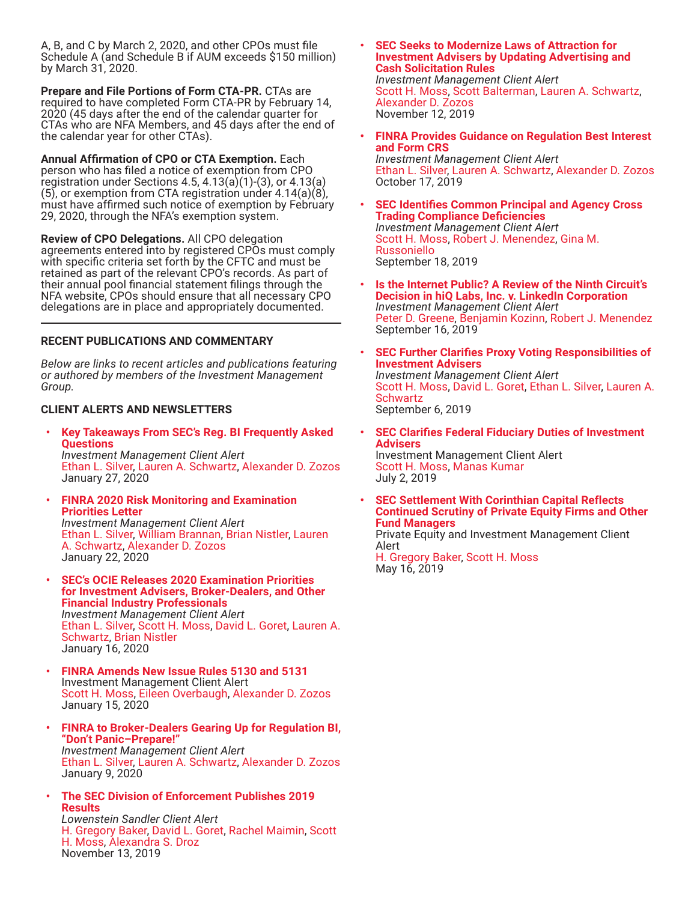A, B, and C by March 2, 2020, and other CPOs must file Schedule A (and Schedule B if AUM exceeds $150 million) by March 31, 2020.

**Prepare and File Portions of Form CTA-PR.** CTAs are required to have completed Form CTA-PR by February 14, 2020 (45 days after the end of the calendar quarter for CTAs who are NFA Members, and 45 days after the end of the calendar year for other CTAs).

**Annual Affirmation of CPO or CTA Exemption.** Each person who has filed a notice of exemption from CPO registration under Sections 4.5, 4.13(a)(1)-(3), or 4.13(a)(5), or exemption from CTA registration under 4.14(a)(8), must have affirmed such notice of exemption by February 29, 2020, through the NFA's exemption system.

**Review of CPO Delegations.** All CPO delegation agreements entered into by registered CPOs must comply with specific criteria set forth by the CFTC and must be retained as part of the relevant CPO's records. As part of their annual pool financial statement filings through the NFA website, CPOs should ensure that all necessary CPO delegations are in place and appropriately documented.

---

## RECENT PUBLICATIONS AND COMMENTARY

*Below are links to recent articles and publications featuring or authored by members of the Investment Management Group.*

### CLIENT ALERTS AND NEWSLETTERS

- **Key Takeaways From SEC's Reg. BI Frequently Asked Questions**
  *Investment Management Client Alert*
  Ethan L. Silver, Lauren A. Schwartz, Alexander D. Zozos
  January 27, 2020

- **FINRA 2020 Risk Monitoring and Examination Priorities Letter**
  *Investment Management Client Alert*
  Ethan L. Silver, William Brannan, Brian Nistler, Lauren A. Schwartz, Alexander D. Zozos
  January 22, 2020

- **SEC's OCIE Releases 2020 Examination Priorities for Investment Advisers, Broker-Dealers, and Other Financial Industry Professionals**
  *Investment Management Client Alert*
  Ethan L. Silver, Scott H. Moss, David L. Goret, Lauren A. Schwartz, Brian Nistler
  January 16, 2020

- **FINRA Amends New Issue Rules 5130 and 5131**
  Investment Management Client Alert
  Scott H. Moss, Eileen Overbaugh, Alexander D. Zozos
  January 15, 2020

- **FINRA to Broker-Dealers Gearing Up for Regulation BI, "Don't Panic–Prepare!"**
  *Investment Management Client Alert*
  Ethan L. Silver, Lauren A. Schwartz, Alexander D. Zozos
  January 9, 2020

- **The SEC Division of Enforcement Publishes 2019 Results**
  *Lowenstein Sandler Client Alert*
  H. Gregory Baker, David L. Goret, Rachel Maimin, Scott H. Moss, Alexandra S. Droz
  November 13, 2019

- **SEC Seeks to Modernize Laws of Attraction for Investment Advisers by Updating Advertising and Cash Solicitation Rules**
  *Investment Management Client Alert*
  Scott H. Moss, Scott Balterman, Lauren A. Schwartz, Alexander D. Zozos
  November 12, 2019

- **FINRA Provides Guidance on Regulation Best Interest and Form CRS**
  *Investment Management Client Alert*
  Ethan L. Silver, Lauren A. Schwartz, Alexander D. Zozos
  October 17, 2019

- **SEC Identifies Common Principal and Agency Cross Trading Compliance Deficiencies**
  *Investment Management Client Alert*
  Scott H. Moss, Robert J. Menendez, Gina M. Russoniello
  September 18, 2019

- **Is the Internet Public? A Review of the Ninth Circuit's Decision in hiQ Labs, Inc. v. LinkedIn Corporation**
  *Investment Management Client Alert*
  Peter D. Greene, Benjamin Kozinn, Robert J. Menendez
  September 16, 2019

- **SEC Further Clarifies Proxy Voting Responsibilities of Investment Advisers**
  *Investment Management Client Alert*
  Scott H. Moss, David L. Goret, Ethan L. Silver, Lauren A. Schwartz
  September 6, 2019

- **SEC Clarifies Federal Fiduciary Duties of Investment Advisers**
  Investment Management Client Alert
  Scott H. Moss, Manas Kumar
  July 2, 2019

- **SEC Settlement With Corinthian Capital Reflects Continued Scrutiny of Private Equity Firms and Other Fund Managers**
  Private Equity and Investment Management Client Alert
  H. Gregory Baker, Scott H. Moss
  May 16, 2019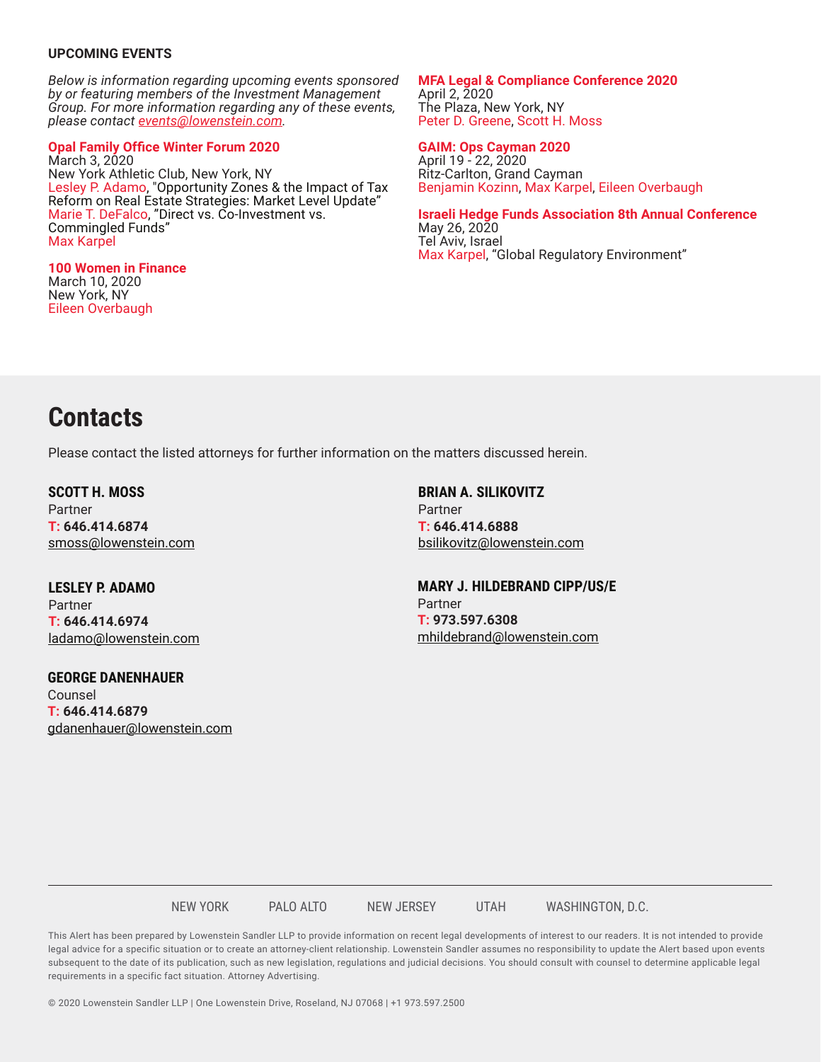**UPCOMING EVENTS**

*Below is information regarding upcoming events sponsored by or featuring members of the Investment Management Group. For more information regarding any of these events, please contact events@lowenstein.com.*

**Opal Family Office Winter Forum 2020**
March 3, 2020
New York Athletic Club, New York, NY
Lesley P. Adamo, "Opportunity Zones & the Impact of Tax Reform on Real Estate Strategies: Market Level Update"
Marie T. DeFalco, "Direct vs. Co-Investment vs. Commingled Funds"
Max Karpel

**100 Women in Finance**
March 10, 2020
New York, NY
Eileen Overbaugh

**MFA Legal & Compliance Conference 2020**
April 2, 2020
The Plaza, New York, NY
Peter D. Greene, Scott H. Moss

**GAIM: Ops Cayman 2020**
April 19 - 22, 2020
Ritz-Carlton, Grand Cayman
Benjamin Kozinn, Max Karpel, Eileen Overbaugh

**Israeli Hedge Funds Association 8th Annual Conference**
May 26, 2020
Tel Aviv, Israel
Max Karpel, "Global Regulatory Environment"

# Contacts

Please contact the listed attorneys for further information on the matters discussed herein.

**SCOTT H. MOSS**
Partner
**T: 646.414.6874**
smoss@lowenstein.com

**LESLEY P. ADAMO**
Partner
**T: 646.414.6974**
ladamo@lowenstein.com

**GEORGE DANENHAUER**
Counsel
**T: 646.414.6879**
gdanenhauer@lowenstein.com

**BRIAN A. SILIKOVITZ**
Partner
**T: 646.414.6888**
bsilikovitz@lowenstein.com

**MARY J. HILDEBRAND CIPP/US/E**
Partner
**T: 973.597.6308**
mhildebrand@lowenstein.com

NEW YORK PALO ALTO NEW JERSEY UTAH WASHINGTON, D.C.

This Alert has been prepared by Lowenstein Sandler LLP to provide information on recent legal developments of interest to our readers. It is not intended to provide legal advice for a specific situation or to create an attorney-client relationship. Lowenstein Sandler assumes no responsibility to update the Alert based upon events subsequent to the date of its publication, such as new legislation, regulations and judicial decisions. You should consult with counsel to determine applicable legal requirements in a specific fact situation. Attorney Advertising.

© 2020 Lowenstein Sandler LLP | One Lowenstein Drive, Roseland, NJ 07068 | +1 973.597.2500